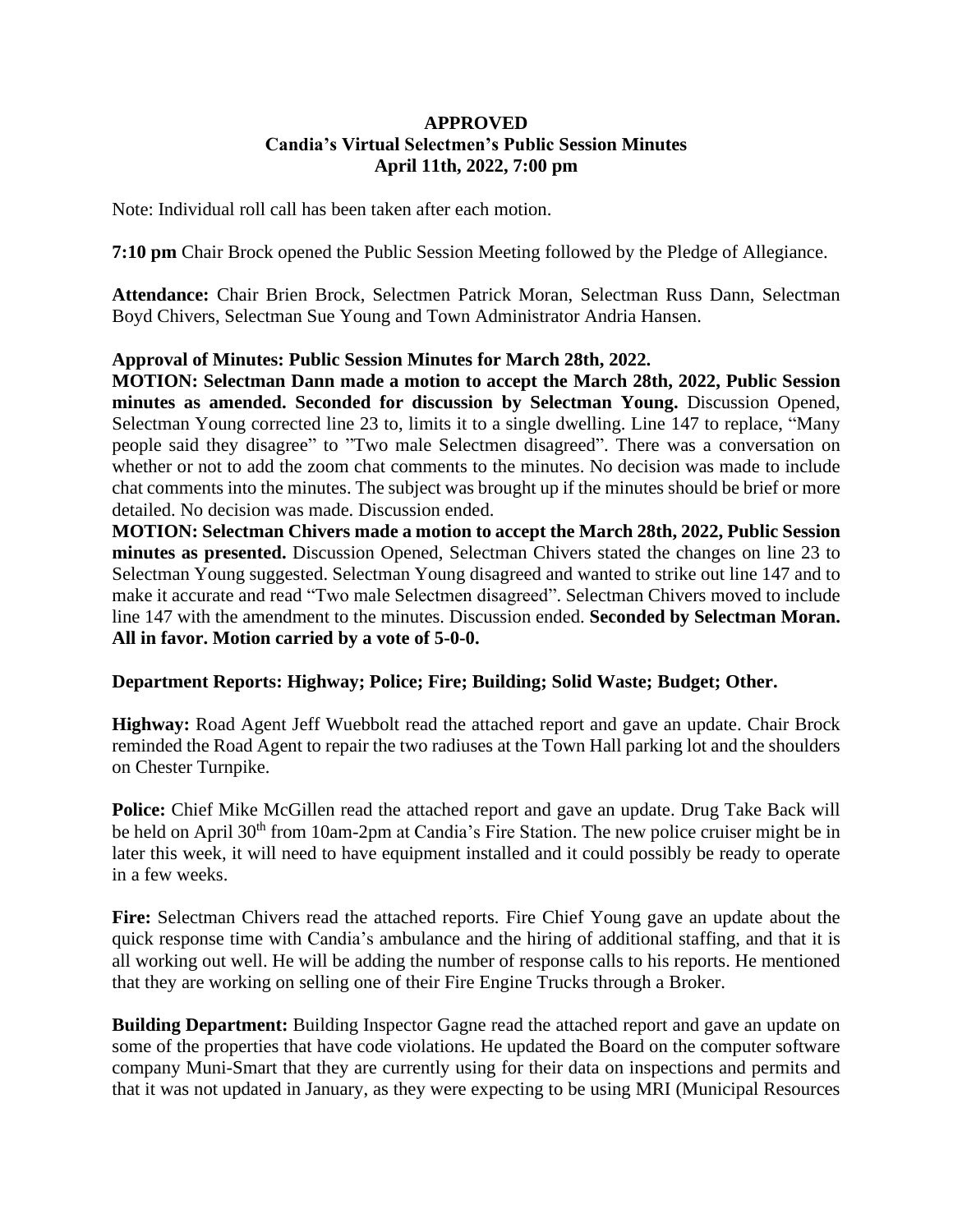**APPROVED**
**Candia's Virtual Selectmen's Public Session Minutes**
**April 11th, 2022, 7:00 pm**

Note: Individual roll call has been taken after each motion.

**7:10 pm** Chair Brock opened the Public Session Meeting followed by the Pledge of Allegiance.

**Attendance:** Chair Brien Brock, Selectmen Patrick Moran, Selectman Russ Dann, Selectman Boyd Chivers, Selectman Sue Young and Town Administrator Andria Hansen.

**Approval of Minutes: Public Session Minutes for March 28th, 2022.**

**MOTION: Selectman Dann made a motion to accept the March 28th, 2022, Public Session minutes as amended. Seconded for discussion by Selectman Young.** Discussion Opened, Selectman Young corrected line 23 to, limits it to a single dwelling. Line 147 to replace, "Many people said they disagree" to "Two male Selectmen disagreed". There was a conversation on whether or not to add the zoom chat comments to the minutes. No decision was made to include chat comments into the minutes. The subject was brought up if the minutes should be brief or more detailed. No decision was made. Discussion ended.

**MOTION: Selectman Chivers made a motion to accept the March 28th, 2022, Public Session minutes as presented.** Discussion Opened, Selectman Chivers stated the changes on line 23 to Selectman Young suggested. Selectman Young disagreed and wanted to strike out line 147 and to make it accurate and read "Two male Selectmen disagreed". Selectman Chivers moved to include line 147 with the amendment to the minutes. Discussion ended. **Seconded by Selectman Moran. All in favor. Motion carried by a vote of 5-0-0.**

**Department Reports: Highway; Police; Fire; Building; Solid Waste; Budget; Other.**

**Highway:** Road Agent Jeff Wuebbolt read the attached report and gave an update. Chair Brock reminded the Road Agent to repair the two radiuses at the Town Hall parking lot and the shoulders on Chester Turnpike.

**Police:** Chief Mike McGillen read the attached report and gave an update. Drug Take Back will be held on April 30th from 10am-2pm at Candia's Fire Station. The new police cruiser might be in later this week, it will need to have equipment installed and it could possibly be ready to operate in a few weeks.

**Fire:** Selectman Chivers read the attached reports. Fire Chief Young gave an update about the quick response time with Candia's ambulance and the hiring of additional staffing, and that it is all working out well. He will be adding the number of response calls to his reports. He mentioned that they are working on selling one of their Fire Engine Trucks through a Broker.

**Building Department:** Building Inspector Gagne read the attached report and gave an update on some of the properties that have code violations. He updated the Board on the computer software company Muni-Smart that they are currently using for their data on inspections and permits and that it was not updated in January, as they were expecting to be using MRI (Municipal Resources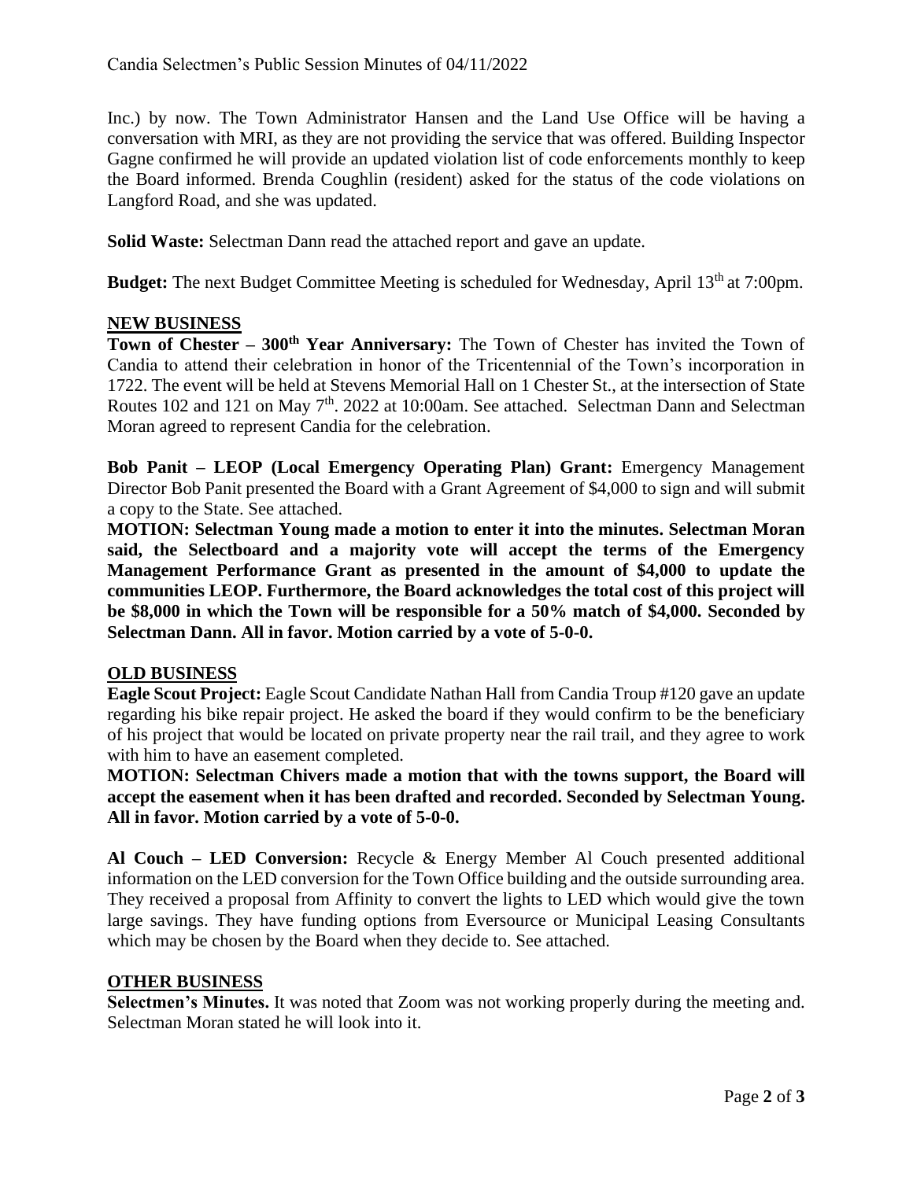Inc.) by now. The Town Administrator Hansen and the Land Use Office will be having a conversation with MRI, as they are not providing the service that was offered. Building Inspector Gagne confirmed he will provide an updated violation list of code enforcements monthly to keep the Board informed. Brenda Coughlin (resident) asked for the status of the code violations on Langford Road, and she was updated.

**Solid Waste:** Selectman Dann read the attached report and gave an update.

**Budget:** The next Budget Committee Meeting is scheduled for Wednesday, April 13th at 7:00pm.

## NEW BUSINESS

**Town of Chester – 300th Year Anniversary:** The Town of Chester has invited the Town of Candia to attend their celebration in honor of the Tricentennial of the Town's incorporation in 1722. The event will be held at Stevens Memorial Hall on 1 Chester St., at the intersection of State Routes 102 and 121 on May 7th. 2022 at 10:00am. See attached. Selectman Dann and Selectman Moran agreed to represent Candia for the celebration.

**Bob Panit – LEOP (Local Emergency Operating Plan) Grant:** Emergency Management Director Bob Panit presented the Board with a Grant Agreement of $4,000 to sign and will submit a copy to the State. See attached.

**MOTION: Selectman Young made a motion to enter it into the minutes. Selectman Moran said, the Selectboard and a majority vote will accept the terms of the Emergency Management Performance Grant as presented in the amount of $4,000 to update the communities LEOP. Furthermore, the Board acknowledges the total cost of this project will be $8,000 in which the Town will be responsible for a 50% match of $4,000. Seconded by Selectman Dann. All in favor. Motion carried by a vote of 5-0-0.**

## OLD BUSINESS

**Eagle Scout Project:** Eagle Scout Candidate Nathan Hall from Candia Troup #120 gave an update regarding his bike repair project. He asked the board if they would confirm to be the beneficiary of his project that would be located on private property near the rail trail, and they agree to work with him to have an easement completed.

**MOTION: Selectman Chivers made a motion that with the towns support, the Board will accept the easement when it has been drafted and recorded. Seconded by Selectman Young. All in favor. Motion carried by a vote of 5-0-0.**

**Al Couch – LED Conversion:** Recycle & Energy Member Al Couch presented additional information on the LED conversion for the Town Office building and the outside surrounding area. They received a proposal from Affinity to convert the lights to LED which would give the town large savings. They have funding options from Eversource or Municipal Leasing Consultants which may be chosen by the Board when they decide to. See attached.

## OTHER BUSINESS

**Selectmen's Minutes.** It was noted that Zoom was not working properly during the meeting and. Selectman Moran stated he will look into it.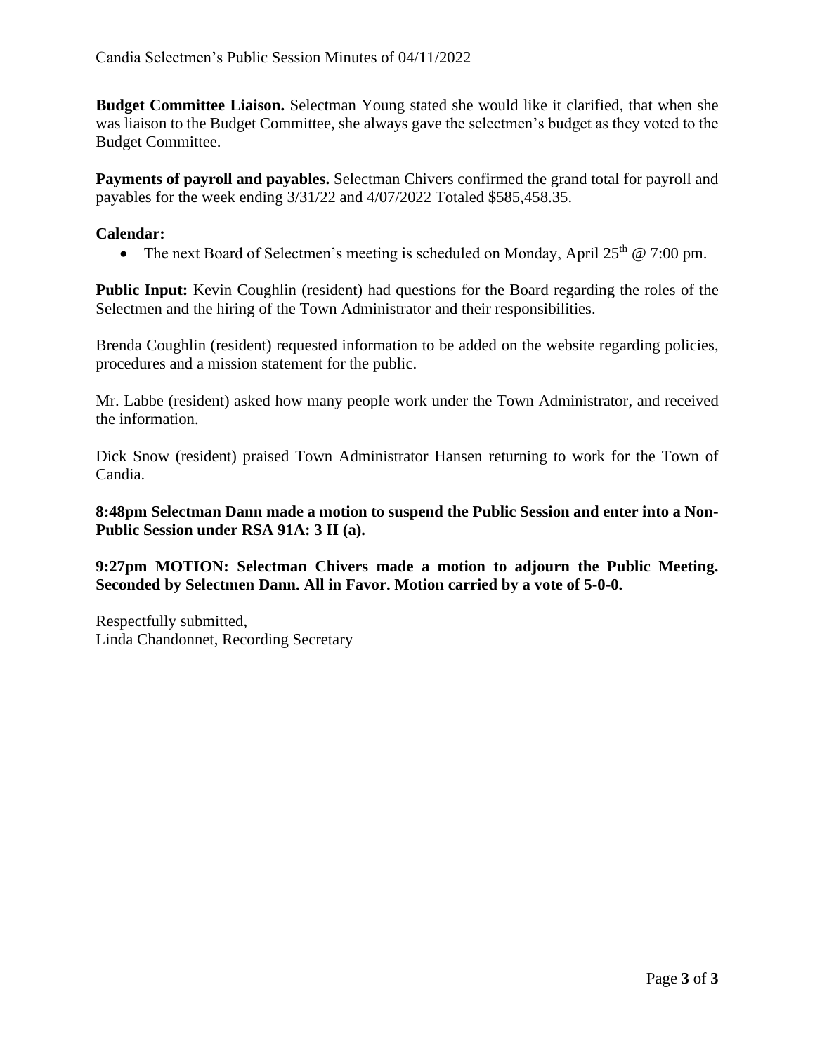**Budget Committee Liaison.** Selectman Young stated she would like it clarified, that when she was liaison to the Budget Committee, she always gave the selectmen's budget as they voted to the Budget Committee.

**Payments of payroll and payables.** Selectman Chivers confirmed the grand total for payroll and payables for the week ending 3/31/22 and 4/07/2022 Totaled $585,458.35.

**Calendar:**

- The next Board of Selectmen's meeting is scheduled on Monday, April 25th @ 7:00 pm.

**Public Input:** Kevin Coughlin (resident) had questions for the Board regarding the roles of the Selectmen and the hiring of the Town Administrator and their responsibilities.

Brenda Coughlin (resident) requested information to be added on the website regarding policies, procedures and a mission statement for the public.

Mr. Labbe (resident) asked how many people work under the Town Administrator, and received the information.

Dick Snow (resident) praised Town Administrator Hansen returning to work for the Town of Candia.

**8:48pm Selectman Dann made a motion to suspend the Public Session and enter into a Non-Public Session under RSA 91A: 3 II (a).**

**9:27pm MOTION: Selectman Chivers made a motion to adjourn the Public Meeting. Seconded by Selectmen Dann. All in Favor. Motion carried by a vote of 5-0-0.**

Respectfully submitted,
Linda Chandonnet, Recording Secretary